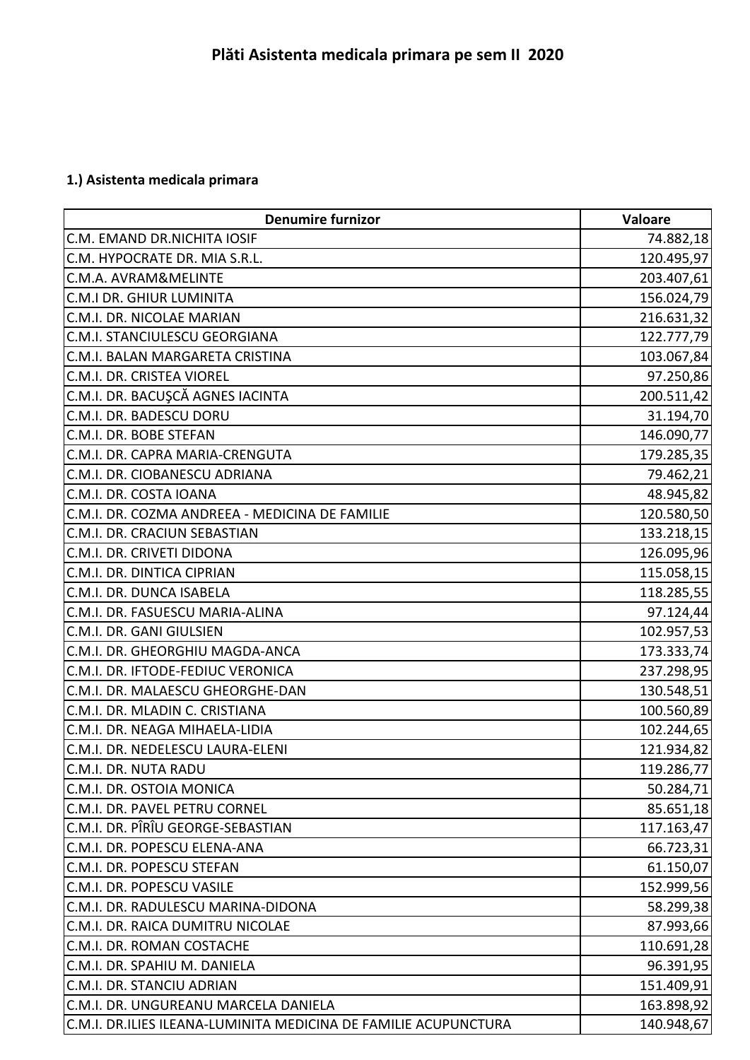# Plăti Asistenta medicala primara pe sem II 2020

**1.) Asistenta medicala primara**

| Denumire furnizor | Valoare |
|---|---|
| C.M. EMAND DR.NICHITA IOSIF | 74.882,18 |
| C.M. HYPOCRATE DR. MIA S.R.L. | 120.495,97 |
| C.M.A. AVRAM&MELINTE | 203.407,61 |
| C.M.I DR. GHIUR LUMINITA | 156.024,79 |
| C.M.I. DR. NICOLAE MARIAN | 216.631,32 |
| C.M.I. STANCIULESCU GEORGIANA | 122.777,79 |
| C.M.I. BALAN MARGARETA CRISTINA | 103.067,84 |
| C.M.I. DR. CRISTEA VIOREL | 97.250,86 |
| C.M.I. DR. BACUŞCĂ AGNES IACINTA | 200.511,42 |
| C.M.I. DR. BADESCU DORU | 31.194,70 |
| C.M.I. DR. BOBE STEFAN | 146.090,77 |
| C.M.I. DR. CAPRA MARIA-CRENGUTA | 179.285,35 |
| C.M.I. DR. CIOBANESCU ADRIANA | 79.462,21 |
| C.M.I. DR. COSTA IOANA | 48.945,82 |
| C.M.I. DR. COZMA ANDREEA - MEDICINA DE FAMILIE | 120.580,50 |
| C.M.I. DR. CRACIUN SEBASTIAN | 133.218,15 |
| C.M.I. DR. CRIVETI DIDONA | 126.095,96 |
| C.M.I. DR. DINTICA CIPRIAN | 115.058,15 |
| C.M.I. DR. DUNCA ISABELA | 118.285,55 |
| C.M.I. DR. FASUESCU MARIA-ALINA | 97.124,44 |
| C.M.I. DR. GANI GIULSIEN | 102.957,53 |
| C.M.I. DR. GHEORGHIU MAGDA-ANCA | 173.333,74 |
| C.M.I. DR. IFTODE-FEDIUC VERONICA | 237.298,95 |
| C.M.I. DR. MALAESCU GHEORGHE-DAN | 130.548,51 |
| C.M.I. DR. MLADIN C. CRISTIANA | 100.560,89 |
| C.M.I. DR. NEAGA MIHAELA-LIDIA | 102.244,65 |
| C.M.I. DR. NEDELESCU LAURA-ELENI | 121.934,82 |
| C.M.I. DR. NUTA RADU | 119.286,77 |
| C.M.I. DR. OSTOIA MONICA | 50.284,71 |
| C.M.I. DR. PAVEL PETRU CORNEL | 85.651,18 |
| C.M.I. DR. PÎRÎU GEORGE-SEBASTIAN | 117.163,47 |
| C.M.I. DR. POPESCU ELENA-ANA | 66.723,31 |
| C.M.I. DR. POPESCU STEFAN | 61.150,07 |
| C.M.I. DR. POPESCU VASILE | 152.999,56 |
| C.M.I. DR. RADULESCU MARINA-DIDONA | 58.299,38 |
| C.M.I. DR. RAICA DUMITRU NICOLAE | 87.993,66 |
| C.M.I. DR. ROMAN COSTACHE | 110.691,28 |
| C.M.I. DR. SPAHIU M. DANIELA | 96.391,95 |
| C.M.I. DR. STANCIU ADRIAN | 151.409,91 |
| C.M.I. DR. UNGUREANU MARCELA DANIELA | 163.898,92 |
| C.M.I. DR.ILIES ILEANA-LUMINITA MEDICINA DE FAMILIE ACUPUNCTURA | 140.948,67 |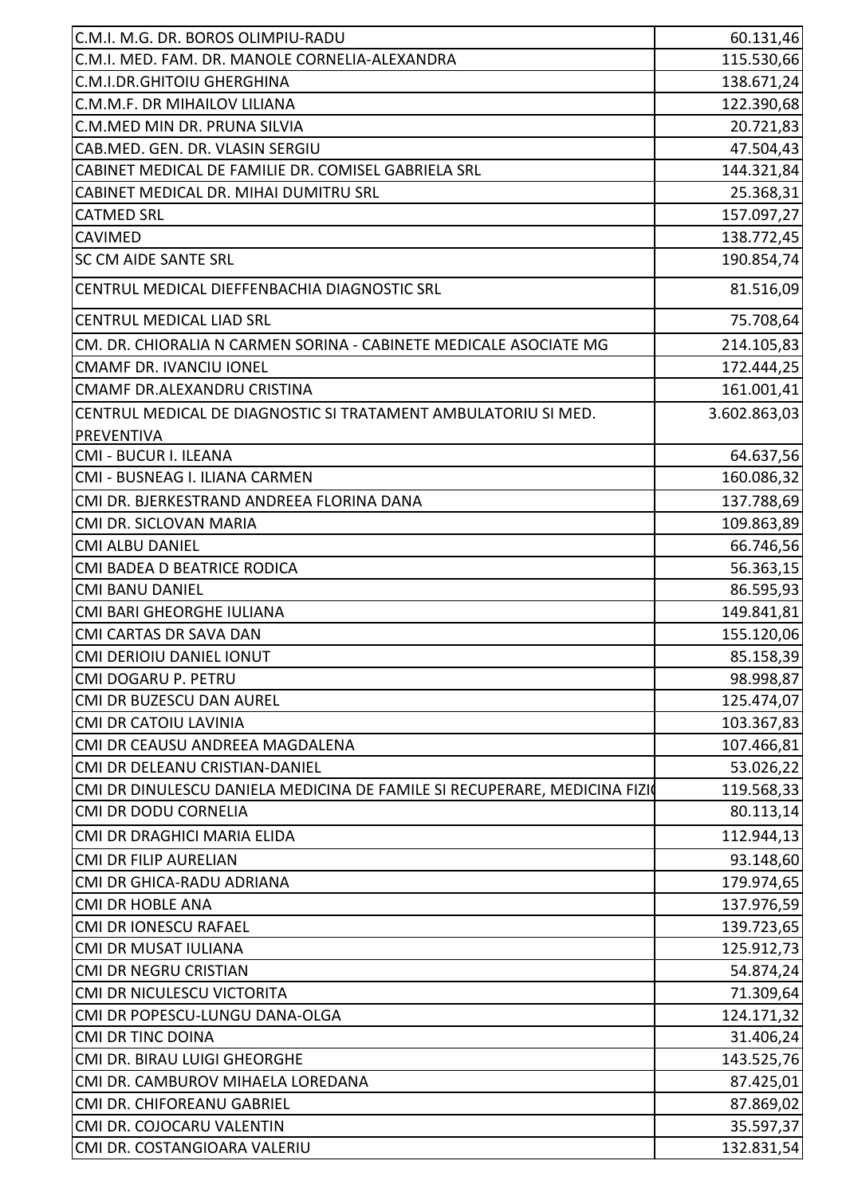| | |
|---|---|
| C.M.I. M.G. DR. BOROS OLIMPIU-RADU | 60.131,46 |
| C.M.I. MED. FAM. DR. MANOLE CORNELIA-ALEXANDRA | 115.530,66 |
| C.M.I.DR.GHITOIU GHERGHINA | 138.671,24 |
| C.M.M.F. DR MIHAILOV LILIANA | 122.390,68 |
| C.M.MED MIN DR. PRUNA SILVIA | 20.721,83 |
| CAB.MED. GEN. DR. VLASIN SERGIU | 47.504,43 |
| CABINET MEDICAL DE FAMILIE DR. COMISEL GABRIELA SRL | 144.321,84 |
| CABINET MEDICAL DR. MIHAI DUMITRU SRL | 25.368,31 |
| CATMED SRL | 157.097,27 |
| CAVIMED | 138.772,45 |
| SC CM AIDE SANTE SRL | 190.854,74 |
| CENTRUL MEDICAL DIEFFENBACHIA DIAGNOSTIC SRL | 81.516,09 |
| CENTRUL MEDICAL LIAD SRL | 75.708,64 |
| CM. DR. CHIORALIA N CARMEN SORINA - CABINETE MEDICALE ASOCIATE MG | 214.105,83 |
| CMAMF DR. IVANCIU IONEL | 172.444,25 |
| CMAMF DR.ALEXANDRU CRISTINA | 161.001,41 |
| CENTRUL MEDICAL DE DIAGNOSTIC SI TRATAMENT AMBULATORIU SI MED. PREVENTIVA | 3.602.863,03 |
| CMI - BUCUR I. ILEANA | 64.637,56 |
| CMI - BUSNEAG I. ILIANA CARMEN | 160.086,32 |
| CMI DR. BJERKESTRAND ANDREEA FLORINA DANA | 137.788,69 |
| CMI DR. SICLOVAN MARIA | 109.863,89 |
| CMI ALBU DANIEL | 66.746,56 |
| CMI BADEA D BEATRICE RODICA | 56.363,15 |
| CMI BANU DANIEL | 86.595,93 |
| CMI BARI GHEORGHE IULIANA | 149.841,81 |
| CMI CARTAS DR SAVA DAN | 155.120,06 |
| CMI DERIOIU DANIEL IONUT | 85.158,39 |
| CMI DOGARU P. PETRU | 98.998,87 |
| CMI DR BUZESCU DAN AUREL | 125.474,07 |
| CMI DR CATOIU LAVINIA | 103.367,83 |
| CMI DR CEAUSU ANDREEA MAGDALENA | 107.466,81 |
| CMI DR DELEANU CRISTIAN-DANIEL | 53.026,22 |
| CMI DR DINULESCU DANIELA MEDICINA DE FAMILE SI RECUPERARE, MEDICINA FIZI | 119.568,33 |
| CMI DR DODU CORNELIA | 80.113,14 |
| CMI DR DRAGHICI MARIA ELIDA | 112.944,13 |
| CMI DR FILIP AURELIAN | 93.148,60 |
| CMI DR GHICA-RADU ADRIANA | 179.974,65 |
| CMI DR HOBLE ANA | 137.976,59 |
| CMI DR IONESCU RAFAEL | 139.723,65 |
| CMI DR MUSAT IULIANA | 125.912,73 |
| CMI DR NEGRU CRISTIAN | 54.874,24 |
| CMI DR NICULESCU VICTORITA | 71.309,64 |
| CMI DR POPESCU-LUNGU DANA-OLGA | 124.171,32 |
| CMI DR TINC DOINA | 31.406,24 |
| CMI DR. BIRAU LUIGI GHEORGHE | 143.525,76 |
| CMI DR. CAMBUROV MIHAELA LOREDANA | 87.425,01 |
| CMI DR. CHIFOREANU GABRIEL | 87.869,02 |
| CMI DR. COJOCARU VALENTIN | 35.597,37 |
| CMI DR. COSTANGIOARA VALERIU | 132.831,54 |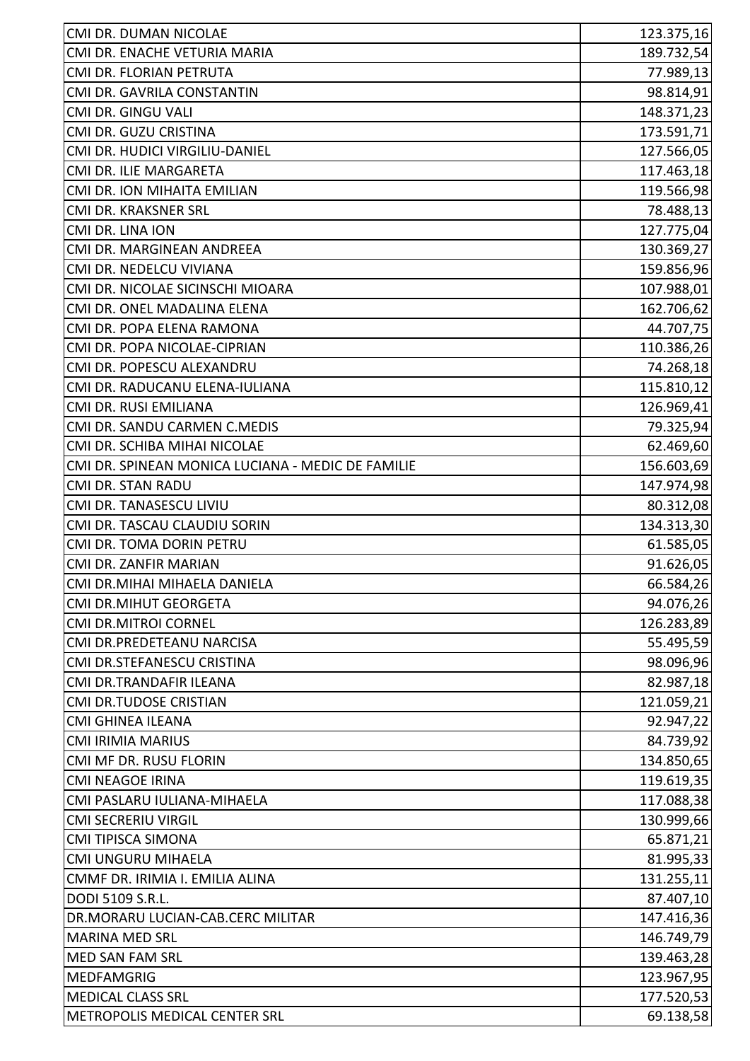| | |
|---|---|
| CMI DR. DUMAN NICOLAE | 123.375,16 |
| CMI DR. ENACHE VETURIA MARIA | 189.732,54 |
| CMI DR. FLORIAN PETRUTA | 77.989,13 |
| CMI DR. GAVRILA CONSTANTIN | 98.814,91 |
| CMI DR. GINGU VALI | 148.371,23 |
| CMI DR. GUZU CRISTINA | 173.591,71 |
| CMI DR. HUDICI VIRGILIU-DANIEL | 127.566,05 |
| CMI DR. ILIE MARGARETA | 117.463,18 |
| CMI DR. ION MIHAITA EMILIAN | 119.566,98 |
| CMI DR. KRAKSNER SRL | 78.488,13 |
| CMI DR. LINA ION | 127.775,04 |
| CMI DR. MARGINEAN ANDREEA | 130.369,27 |
| CMI DR. NEDELCU VIVIANA | 159.856,96 |
| CMI DR. NICOLAE SICINSCHI MIOARA | 107.988,01 |
| CMI DR. ONEL MADALINA ELENA | 162.706,62 |
| CMI DR. POPA ELENA RAMONA | 44.707,75 |
| CMI DR. POPA NICOLAE-CIPRIAN | 110.386,26 |
| CMI DR. POPESCU ALEXANDRU | 74.268,18 |
| CMI DR. RADUCANU ELENA-IULIANA | 115.810,12 |
| CMI DR. RUSI EMILIANA | 126.969,41 |
| CMI DR. SANDU CARMEN C.MEDIS | 79.325,94 |
| CMI DR. SCHIBA MIHAI NICOLAE | 62.469,60 |
| CMI DR. SPINEAN MONICA LUCIANA - MEDIC DE FAMILIE | 156.603,69 |
| CMI DR. STAN RADU | 147.974,98 |
| CMI DR. TANASESCU LIVIU | 80.312,08 |
| CMI DR. TASCAU CLAUDIU SORIN | 134.313,30 |
| CMI DR. TOMA DORIN PETRU | 61.585,05 |
| CMI DR. ZANFIR MARIAN | 91.626,05 |
| CMI DR.MIHAI MIHAELA DANIELA | 66.584,26 |
| CMI DR.MIHUT GEORGETA | 94.076,26 |
| CMI DR.MITROI CORNEL | 126.283,89 |
| CMI DR.PREDETEANU NARCISA | 55.495,59 |
| CMI DR.STEFANESCU CRISTINA | 98.096,96 |
| CMI DR.TRANDAFIR ILEANA | 82.987,18 |
| CMI DR.TUDOSE CRISTIAN | 121.059,21 |
| CMI GHINEA ILEANA | 92.947,22 |
| CMI IRIMIA MARIUS | 84.739,92 |
| CMI MF DR. RUSU FLORIN | 134.850,65 |
| CMI NEAGOE IRINA | 119.619,35 |
| CMI PASLARU IULIANA-MIHAELA | 117.088,38 |
| CMI SECRERIU VIRGIL | 130.999,66 |
| CMI TIPISCA SIMONA | 65.871,21 |
| CMI UNGURU MIHAELA | 81.995,33 |
| CMMF DR. IRIMIA I. EMILIA ALINA | 131.255,11 |
| DODI 5109 S.R.L. | 87.407,10 |
| DR.MORARU LUCIAN-CAB.CERC MILITAR | 147.416,36 |
| MARINA MED SRL | 146.749,79 |
| MED SAN FAM SRL | 139.463,28 |
| MEDFAMGRIG | 123.967,95 |
| MEDICAL CLASS SRL | 177.520,53 |
| METROPOLIS MEDICAL CENTER SRL | 69.138,58 |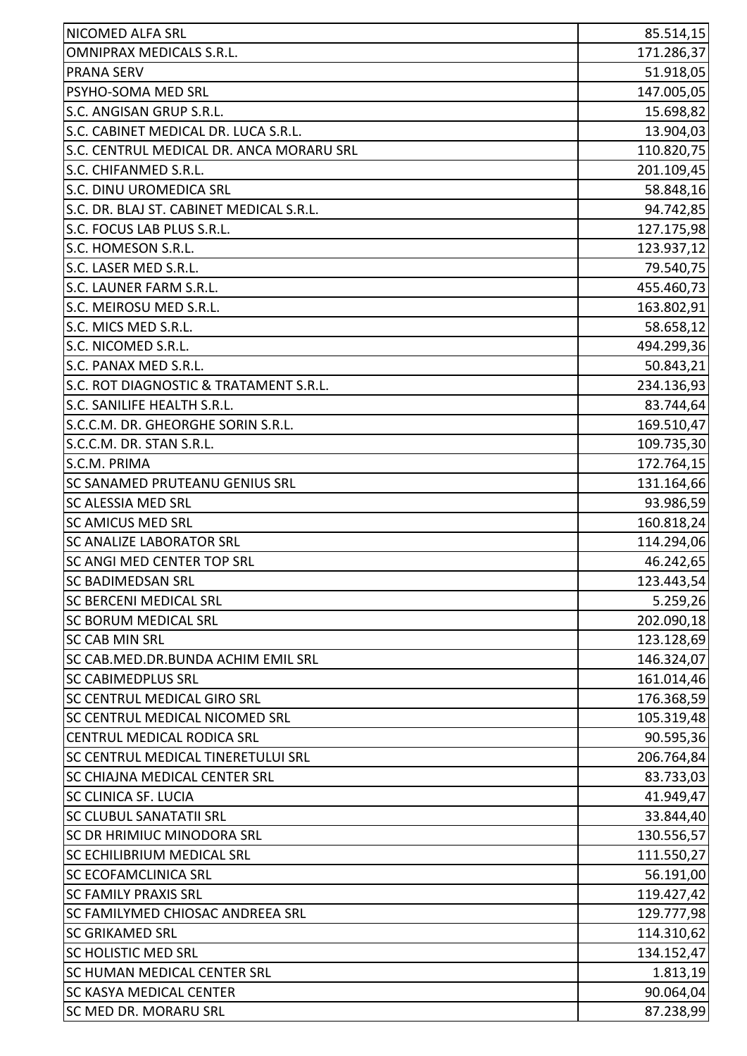| | |
|---|---|
| NICOMED ALFA SRL | 85.514,15 |
| OMNIPRAX MEDICALS S.R.L. | 171.286,37 |
| PRANA SERV | 51.918,05 |
| PSYHO-SOMA MED SRL | 147.005,05 |
| S.C. ANGISAN GRUP S.R.L. | 15.698,82 |
| S.C. CABINET MEDICAL DR. LUCA S.R.L. | 13.904,03 |
| S.C. CENTRUL MEDICAL DR. ANCA MORARU SRL | 110.820,75 |
| S.C. CHIFANMED S.R.L. | 201.109,45 |
| S.C. DINU UROMEDICA SRL | 58.848,16 |
| S.C. DR. BLAJ ST. CABINET MEDICAL S.R.L. | 94.742,85 |
| S.C. FOCUS LAB PLUS S.R.L. | 127.175,98 |
| S.C. HOMESON S.R.L. | 123.937,12 |
| S.C. LASER MED S.R.L. | 79.540,75 |
| S.C. LAUNER FARM S.R.L. | 455.460,73 |
| S.C. MEIROSU MED S.R.L. | 163.802,91 |
| S.C. MICS MED S.R.L. | 58.658,12 |
| S.C. NICOMED S.R.L. | 494.299,36 |
| S.C. PANAX MED S.R.L. | 50.843,21 |
| S.C. ROT DIAGNOSTIC & TRATAMENT S.R.L. | 234.136,93 |
| S.C. SANILIFE HEALTH S.R.L. | 83.744,64 |
| S.C.C.M. DR. GHEORGHE SORIN S.R.L. | 169.510,47 |
| S.C.C.M. DR. STAN S.R.L. | 109.735,30 |
| S.C.M. PRIMA | 172.764,15 |
| SC SANAMED PRUTEANU GENIUS SRL | 131.164,66 |
| SC ALESSIA MED SRL | 93.986,59 |
| SC AMICUS MED SRL | 160.818,24 |
| SC ANALIZE LABORATOR SRL | 114.294,06 |
| SC ANGI MED CENTER TOP SRL | 46.242,65 |
| SC BADIMEDSAN SRL | 123.443,54 |
| SC BERCENI MEDICAL SRL | 5.259,26 |
| SC BORUM MEDICAL SRL | 202.090,18 |
| SC CAB MIN SRL | 123.128,69 |
| SC CAB.MED.DR.BUNDA ACHIM EMIL SRL | 146.324,07 |
| SC CABIMEDPLUS SRL | 161.014,46 |
| SC CENTRUL MEDICAL GIRO SRL | 176.368,59 |
| SC CENTRUL MEDICAL NICOMED SRL | 105.319,48 |
| CENTRUL MEDICAL RODICA SRL | 90.595,36 |
| SC CENTRUL MEDICAL TINERETULUI SRL | 206.764,84 |
| SC CHIAJNA MEDICAL CENTER SRL | 83.733,03 |
| SC CLINICA SF. LUCIA | 41.949,47 |
| SC CLUBUL SANATATII SRL | 33.844,40 |
| SC DR HRIMIUC MINODORA SRL | 130.556,57 |
| SC ECHILIBRIUM MEDICAL SRL | 111.550,27 |
| SC ECOFAMCLINICA SRL | 56.191,00 |
| SC FAMILY PRAXIS SRL | 119.427,42 |
| SC FAMILYMED CHIOSAC ANDREEA SRL | 129.777,98 |
| SC GRIKAMED SRL | 114.310,62 |
| SC HOLISTIC MED SRL | 134.152,47 |
| SC HUMAN MEDICAL CENTER SRL | 1.813,19 |
| SC KASYA MEDICAL CENTER | 90.064,04 |
| SC MED DR. MORARU SRL | 87.238,99 |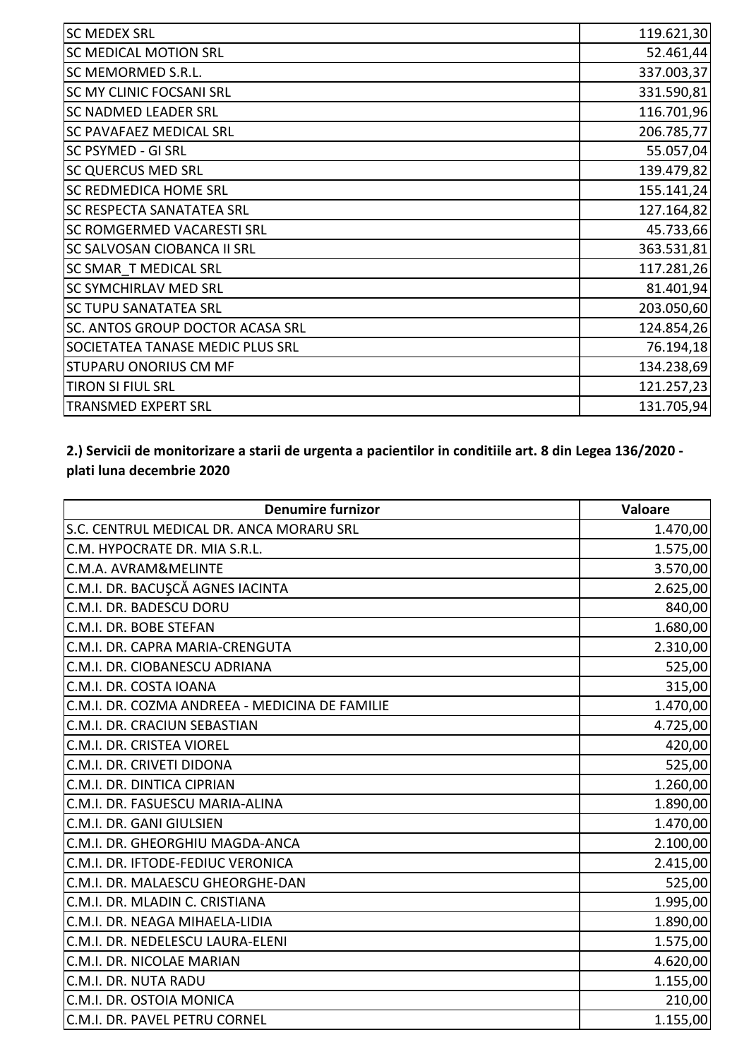| | |
|---|---|
| SC MEDEX SRL | 119.621,30 |
| SC MEDICAL MOTION SRL | 52.461,44 |
| SC MEMORMED S.R.L. | 337.003,37 |
| SC MY CLINIC FOCSANI SRL | 331.590,81 |
| SC NADMED LEADER SRL | 116.701,96 |
| SC PAVAFAEZ MEDICAL SRL | 206.785,77 |
| SC PSYMED - GI SRL | 55.057,04 |
| SC QUERCUS MED SRL | 139.479,82 |
| SC REDMEDICA HOME SRL | 155.141,24 |
| SC RESPECTA SANATATEA SRL | 127.164,82 |
| SC ROMGERMED VACARESTI SRL | 45.733,66 |
| SC SALVOSAN CIOBANCA II SRL | 363.531,81 |
| SC SMAR_T MEDICAL SRL | 117.281,26 |
| SC SYMCHIRLAV MED SRL | 81.401,94 |
| SC TUPU SANATATEA SRL | 203.050,60 |
| SC. ANTOS GROUP DOCTOR ACASA SRL | 124.854,26 |
| SOCIETATEA TANASE MEDIC PLUS SRL | 76.194,18 |
| STUPARU ONORIUS CM MF | 134.238,69 |
| TIRON SI FIUL SRL | 121.257,23 |
| TRANSMED EXPERT SRL | 131.705,94 |

**2.) Servicii de monitorizare a starii de urgenta a pacientilor in conditiile art. 8 din Legea 136/2020 - plati luna decembrie 2020**

| Denumire furnizor | Valoare |
|---|---|
| S.C. CENTRUL MEDICAL DR. ANCA MORARU SRL | 1.470,00 |
| C.M. HYPOCRATE DR. MIA S.R.L. | 1.575,00 |
| C.M.A. AVRAM&MELINTE | 3.570,00 |
| C.M.I. DR. BACUŞCĂ AGNES IACINTA | 2.625,00 |
| C.M.I. DR. BADESCU DORU | 840,00 |
| C.M.I. DR. BOBE STEFAN | 1.680,00 |
| C.M.I. DR. CAPRA MARIA-CRENGUTA | 2.310,00 |
| C.M.I. DR. CIOBANESCU ADRIANA | 525,00 |
| C.M.I. DR. COSTA IOANA | 315,00 |
| C.M.I. DR. COZMA ANDREEA - MEDICINA DE FAMILIE | 1.470,00 |
| C.M.I. DR. CRACIUN SEBASTIAN | 4.725,00 |
| C.M.I. DR. CRISTEA VIOREL | 420,00 |
| C.M.I. DR. CRIVETI DIDONA | 525,00 |
| C.M.I. DR. DINTICA CIPRIAN | 1.260,00 |
| C.M.I. DR. FASUESCU MARIA-ALINA | 1.890,00 |
| C.M.I. DR. GANI GIULSIEN | 1.470,00 |
| C.M.I. DR. GHEORGHIU MAGDA-ANCA | 2.100,00 |
| C.M.I. DR. IFTODE-FEDIUC VERONICA | 2.415,00 |
| C.M.I. DR. MALAESCU GHEORGHE-DAN | 525,00 |
| C.M.I. DR. MLADIN C. CRISTIANA | 1.995,00 |
| C.M.I. DR. NEAGA MIHAELA-LIDIA | 1.890,00 |
| C.M.I. DR. NEDELESCU LAURA-ELENI | 1.575,00 |
| C.M.I. DR. NICOLAE MARIAN | 4.620,00 |
| C.M.I. DR. NUTA RADU | 1.155,00 |
| C.M.I. DR. OSTOIA MONICA | 210,00 |
| C.M.I. DR. PAVEL PETRU CORNEL | 1.155,00 |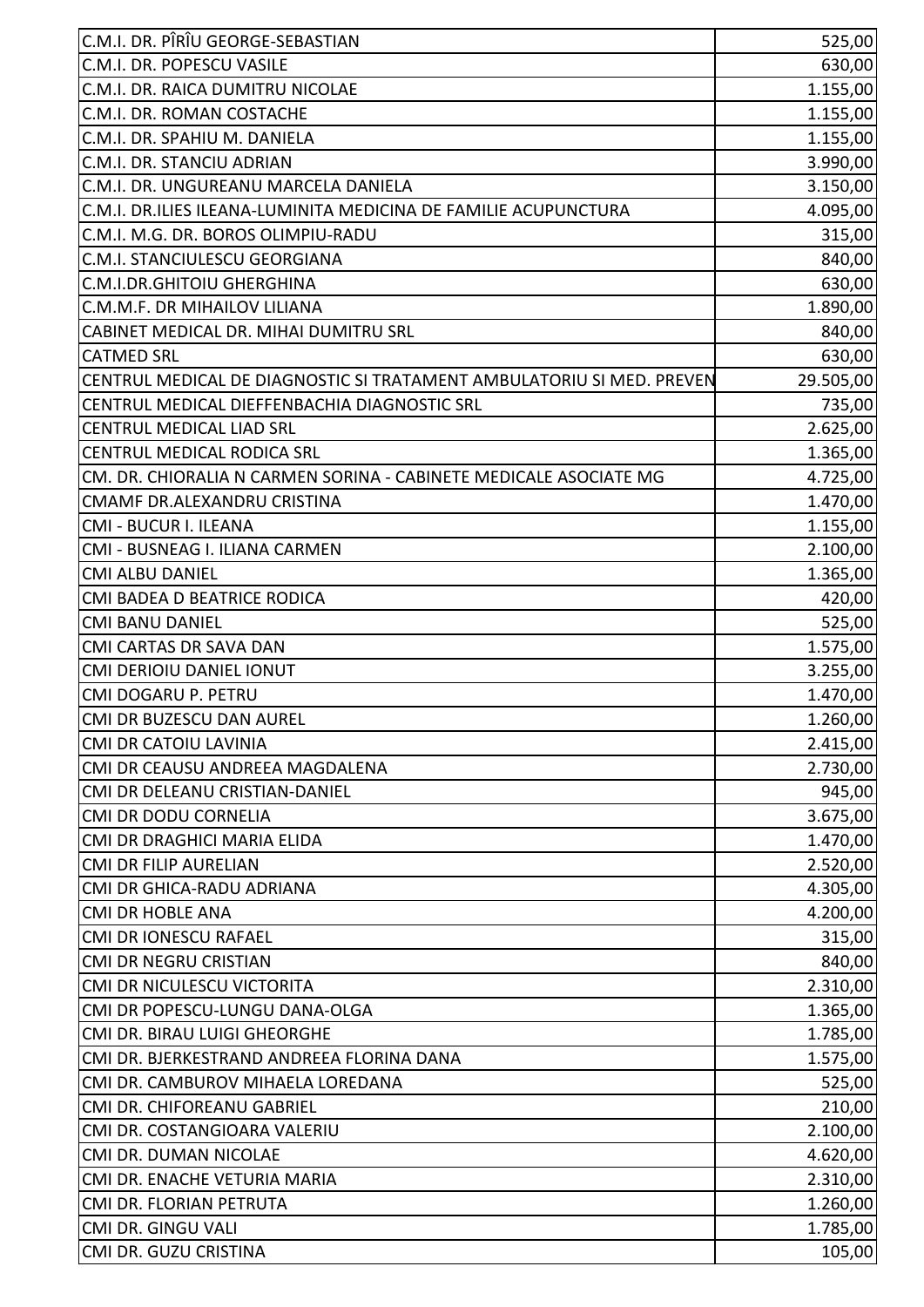| | |
|---|---|
| C.M.I. DR. PÎRÎU GEORGE-SEBASTIAN | 525,00 |
| C.M.I. DR. POPESCU VASILE | 630,00 |
| C.M.I. DR. RAICA DUMITRU NICOLAE | 1.155,00 |
| C.M.I. DR. ROMAN COSTACHE | 1.155,00 |
| C.M.I. DR. SPAHIU M. DANIELA | 1.155,00 |
| C.M.I. DR. STANCIU ADRIAN | 3.990,00 |
| C.M.I. DR. UNGUREANU MARCELA DANIELA | 3.150,00 |
| C.M.I. DR.ILIES ILEANA-LUMINITA MEDICINA DE FAMILIE ACUPUNCTURA | 4.095,00 |
| C.M.I. M.G. DR. BOROS OLIMPIU-RADU | 315,00 |
| C.M.I. STANCIULESCU GEORGIANA | 840,00 |
| C.M.I.DR.GHITOIU GHERGHINA | 630,00 |
| C.M.M.F. DR MIHAILOV LILIANA | 1.890,00 |
| CABINET MEDICAL DR. MIHAI DUMITRU SRL | 840,00 |
| CATMED SRL | 630,00 |
| CENTRUL MEDICAL DE DIAGNOSTIC SI TRATAMENT AMBULATORIU SI MED. PREVEN | 29.505,00 |
| CENTRUL MEDICAL DIEFFENBACHIA DIAGNOSTIC SRL | 735,00 |
| CENTRUL MEDICAL LIAD SRL | 2.625,00 |
| CENTRUL MEDICAL RODICA SRL | 1.365,00 |
| CM. DR. CHIORALIA N CARMEN SORINA - CABINETE MEDICALE ASOCIATE MG | 4.725,00 |
| CMAMF DR.ALEXANDRU CRISTINA | 1.470,00 |
| CMI - BUCUR I. ILEANA | 1.155,00 |
| CMI - BUSNEAG I. ILIANA CARMEN | 2.100,00 |
| CMI ALBU DANIEL | 1.365,00 |
| CMI BADEA D BEATRICE RODICA | 420,00 |
| CMI BANU DANIEL | 525,00 |
| CMI CARTAS DR SAVA DAN | 1.575,00 |
| CMI DERIOIU DANIEL IONUT | 3.255,00 |
| CMI DOGARU P. PETRU | 1.470,00 |
| CMI DR BUZESCU DAN AUREL | 1.260,00 |
| CMI DR CATOIU LAVINIA | 2.415,00 |
| CMI DR CEAUSU ANDREEA MAGDALENA | 2.730,00 |
| CMI DR DELEANU CRISTIAN-DANIEL | 945,00 |
| CMI DR DODU CORNELIA | 3.675,00 |
| CMI DR DRAGHICI MARIA ELIDA | 1.470,00 |
| CMI DR FILIP AURELIAN | 2.520,00 |
| CMI DR GHICA-RADU ADRIANA | 4.305,00 |
| CMI DR HOBLE ANA | 4.200,00 |
| CMI DR IONESCU RAFAEL | 315,00 |
| CMI DR NEGRU CRISTIAN | 840,00 |
| CMI DR NICULESCU VICTORITA | 2.310,00 |
| CMI DR POPESCU-LUNGU DANA-OLGA | 1.365,00 |
| CMI DR. BIRAU LUIGI GHEORGHE | 1.785,00 |
| CMI DR. BJERKESTRAND ANDREEA FLORINA DANA | 1.575,00 |
| CMI DR. CAMBUROV MIHAELA LOREDANA | 525,00 |
| CMI DR. CHIFOREANU GABRIEL | 210,00 |
| CMI DR. COSTANGIOARA VALERIU | 2.100,00 |
| CMI DR. DUMAN NICOLAE | 4.620,00 |
| CMI DR. ENACHE VETURIA MARIA | 2.310,00 |
| CMI DR. FLORIAN PETRUTA | 1.260,00 |
| CMI DR. GINGU VALI | 1.785,00 |
| CMI DR. GUZU CRISTINA | 105,00 |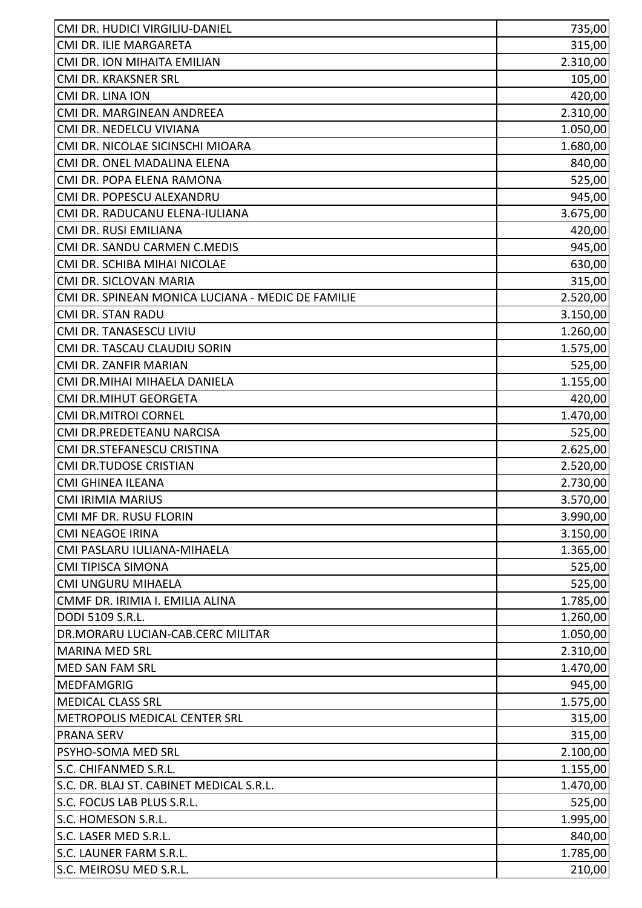| | |
|---|---|
| CMI DR. HUDICI VIRGILIU-DANIEL | 735,00 |
| CMI DR. ILIE MARGARETA | 315,00 |
| CMI DR. ION MIHAITA EMILIAN | 2.310,00 |
| CMI DR. KRAKSNER SRL | 105,00 |
| CMI DR. LINA ION | 420,00 |
| CMI DR. MARGINEAN ANDREEA | 2.310,00 |
| CMI DR. NEDELCU VIVIANA | 1.050,00 |
| CMI DR. NICOLAE SICINSCHI MIOARA | 1.680,00 |
| CMI DR. ONEL MADALINA ELENA | 840,00 |
| CMI DR. POPA ELENA RAMONA | 525,00 |
| CMI DR. POPESCU ALEXANDRU | 945,00 |
| CMI DR. RADUCANU ELENA-IULIANA | 3.675,00 |
| CMI DR. RUSI EMILIANA | 420,00 |
| CMI DR. SANDU CARMEN C.MEDIS | 945,00 |
| CMI DR. SCHIBA MIHAI NICOLAE | 630,00 |
| CMI DR. SICLOVAN MARIA | 315,00 |
| CMI DR. SPINEAN MONICA LUCIANA - MEDIC DE FAMILIE | 2.520,00 |
| CMI DR. STAN RADU | 3.150,00 |
| CMI DR. TANASESCU LIVIU | 1.260,00 |
| CMI DR. TASCAU CLAUDIU SORIN | 1.575,00 |
| CMI DR. ZANFIR MARIAN | 525,00 |
| CMI DR.MIHAI MIHAELA DANIELA | 1.155,00 |
| CMI DR.MIHUT GEORGETA | 420,00 |
| CMI DR.MITROI CORNEL | 1.470,00 |
| CMI DR.PREDETEANU NARCISA | 525,00 |
| CMI DR.STEFANESCU CRISTINA | 2.625,00 |
| CMI DR.TUDOSE CRISTIAN | 2.520,00 |
| CMI GHINEA ILEANA | 2.730,00 |
| CMI IRIMIA MARIUS | 3.570,00 |
| CMI MF DR. RUSU FLORIN | 3.990,00 |
| CMI NEAGOE IRINA | 3.150,00 |
| CMI PASLARU IULIANA-MIHAELA | 1.365,00 |
| CMI TIPISCA SIMONA | 525,00 |
| CMI UNGURU MIHAELA | 525,00 |
| CMMF DR. IRIMIA I. EMILIA ALINA | 1.785,00 |
| DODI 5109 S.R.L. | 1.260,00 |
| DR.MORARU LUCIAN-CAB.CERC MILITAR | 1.050,00 |
| MARINA MED SRL | 2.310,00 |
| MED SAN FAM SRL | 1.470,00 |
| MEDFAMGRIG | 945,00 |
| MEDICAL CLASS SRL | 1.575,00 |
| METROPOLIS MEDICAL CENTER SRL | 315,00 |
| PRANA SERV | 315,00 |
| PSYHO-SOMA MED SRL | 2.100,00 |
| S.C. CHIFANMED S.R.L. | 1.155,00 |
| S.C. DR. BLAJ ST. CABINET MEDICAL S.R.L. | 1.470,00 |
| S.C. FOCUS LAB PLUS S.R.L. | 525,00 |
| S.C. HOMESON S.R.L. | 1.995,00 |
| S.C. LASER MED S.R.L. | 840,00 |
| S.C. LAUNER FARM S.R.L. | 1.785,00 |
| S.C. MEIROSU MED S.R.L. | 210,00 |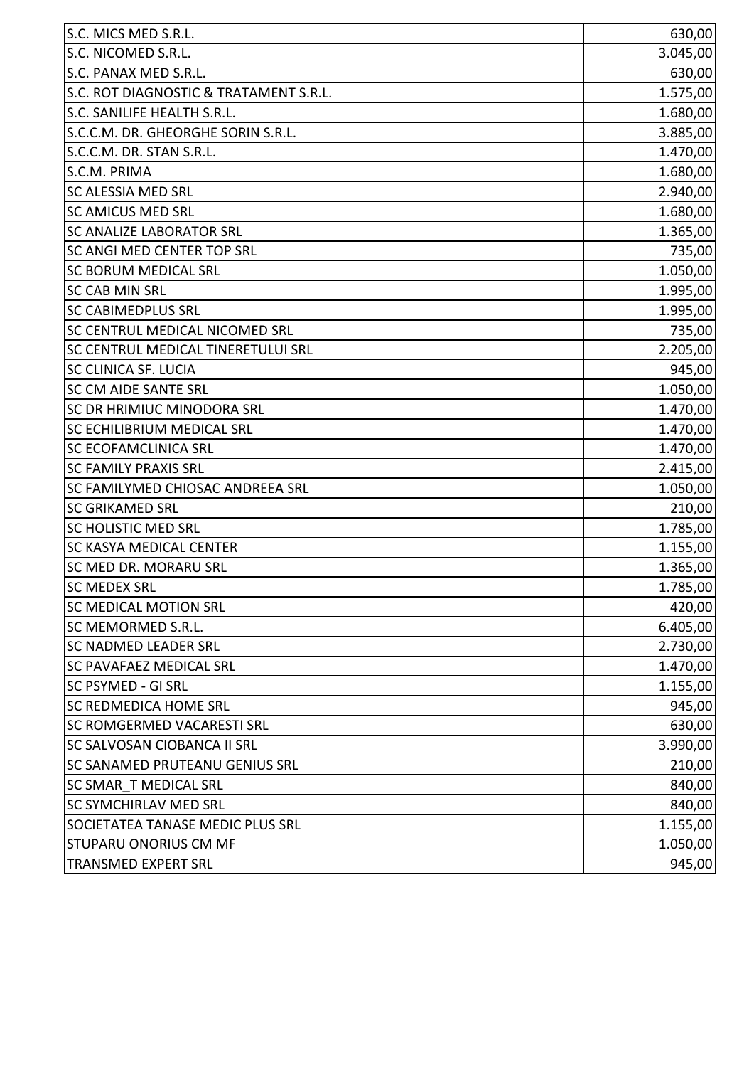| | |
|---|---|
| S.C. MICS MED S.R.L. | 630,00 |
| S.C. NICOMED S.R.L. | 3.045,00 |
| S.C. PANAX MED S.R.L. | 630,00 |
| S.C. ROT DIAGNOSTIC & TRATAMENT S.R.L. | 1.575,00 |
| S.C. SANILIFE HEALTH S.R.L. | 1.680,00 |
| S.C.C.M. DR. GHEORGHE SORIN S.R.L. | 3.885,00 |
| S.C.C.M. DR. STAN S.R.L. | 1.470,00 |
| S.C.M. PRIMA | 1.680,00 |
| SC ALESSIA MED SRL | 2.940,00 |
| SC AMICUS MED SRL | 1.680,00 |
| SC ANALIZE LABORATOR SRL | 1.365,00 |
| SC ANGI MED CENTER TOP SRL | 735,00 |
| SC BORUM MEDICAL SRL | 1.050,00 |
| SC CAB MIN SRL | 1.995,00 |
| SC CABIMEDPLUS SRL | 1.995,00 |
| SC CENTRUL MEDICAL NICOMED SRL | 735,00 |
| SC CENTRUL MEDICAL TINERETULUI SRL | 2.205,00 |
| SC CLINICA SF. LUCIA | 945,00 |
| SC CM AIDE SANTE SRL | 1.050,00 |
| SC DR HRIMIUC MINODORA SRL | 1.470,00 |
| SC ECHILIBRIUM MEDICAL SRL | 1.470,00 |
| SC ECOFAMCLINICA SRL | 1.470,00 |
| SC FAMILY PRAXIS SRL | 2.415,00 |
| SC FAMILYMED CHIOSAC ANDREEA SRL | 1.050,00 |
| SC GRIKAMED SRL | 210,00 |
| SC HOLISTIC MED SRL | 1.785,00 |
| SC KASYA MEDICAL CENTER | 1.155,00 |
| SC MED DR. MORARU SRL | 1.365,00 |
| SC MEDEX SRL | 1.785,00 |
| SC MEDICAL MOTION SRL | 420,00 |
| SC MEMORMED S.R.L. | 6.405,00 |
| SC NADMED LEADER SRL | 2.730,00 |
| SC PAVAFAEZ MEDICAL SRL | 1.470,00 |
| SC PSYMED - GI SRL | 1.155,00 |
| SC REDMEDICA HOME SRL | 945,00 |
| SC ROMGERMED VACARESTI SRL | 630,00 |
| SC SALVOSAN CIOBANCA II SRL | 3.990,00 |
| SC SANAMED PRUTEANU GENIUS SRL | 210,00 |
| SC SMAR_T MEDICAL SRL | 840,00 |
| SC SYMCHIRLAV MED SRL | 840,00 |
| SOCIETATEA TANASE MEDIC PLUS SRL | 1.155,00 |
| STUPARU ONORIUS CM MF | 1.050,00 |
| TRANSMED EXPERT SRL | 945,00 |